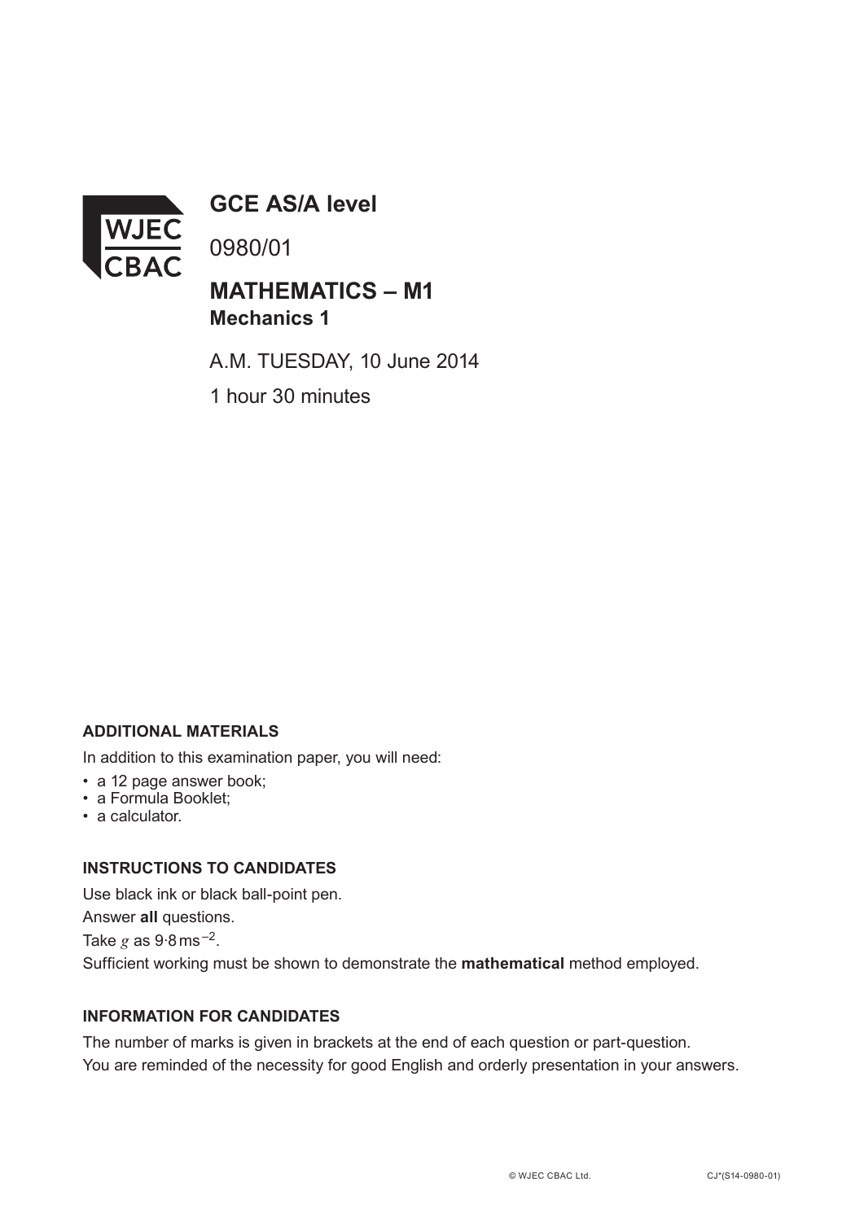WJEC CBAC

# GCE AS/A level

0980/01

## MATHEMATICS – M1
**Mechanics 1**

A.M. TUESDAY, 10 June 2014

1 hour 30 minutes

**ADDITIONAL MATERIALS**

In addition to this examination paper, you will need:

- a 12 page answer book;
- a Formula Booklet;
- a calculator.

**INSTRUCTIONS TO CANDIDATES**

Use black ink or black ball-point pen.

Answer **all** questions.

Take $g$ as $9{\cdot}8\,\text{ms}^{-2}$.

Sufficient working must be shown to demonstrate the **mathematical** method employed.

**INFORMATION FOR CANDIDATES**

The number of marks is given in brackets at the end of each question or part-question.

You are reminded of the necessity for good English and orderly presentation in your answers.

© WJEC CBAC Ltd. CJ*(S14-0980-01)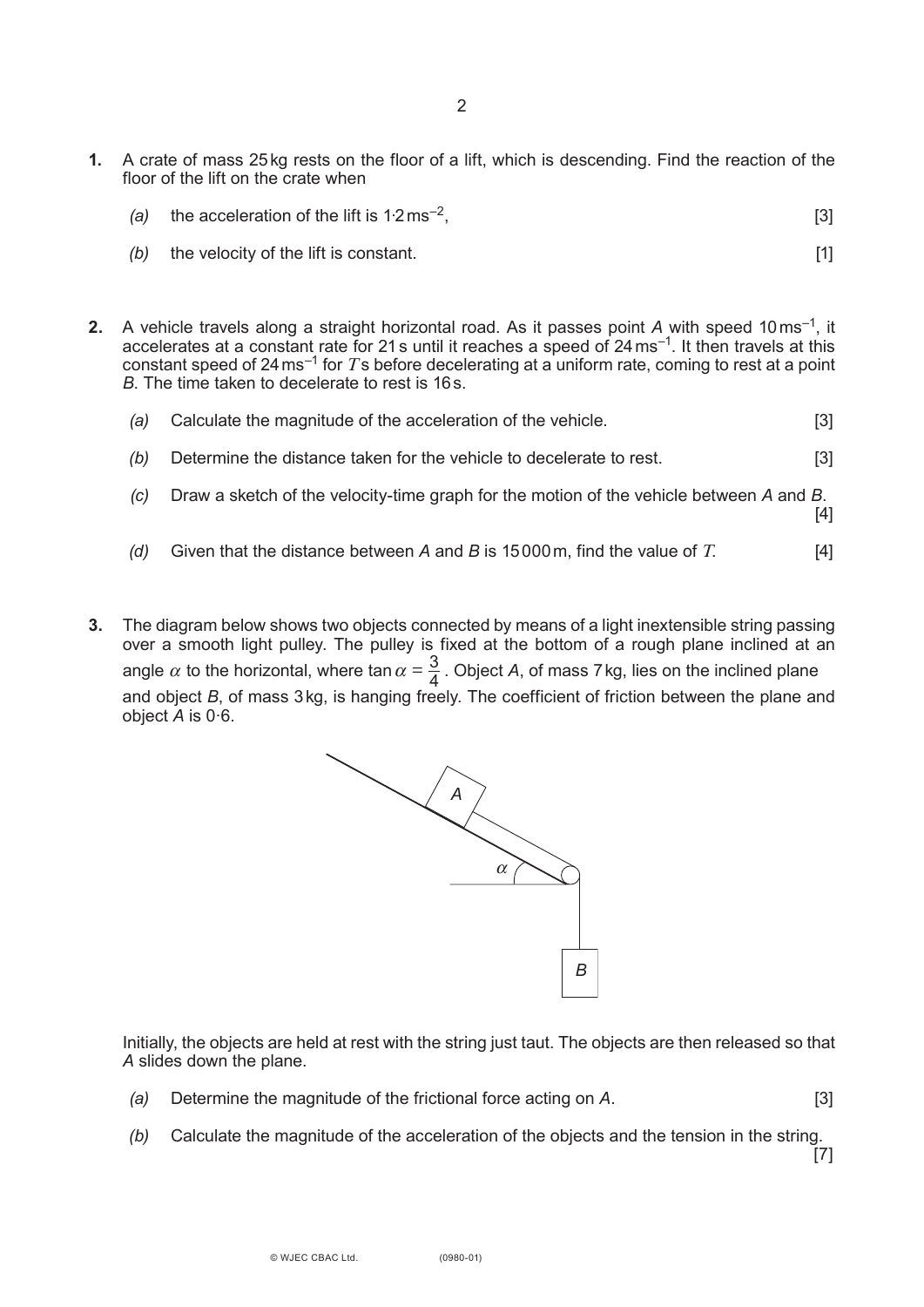**1.** A crate of mass 25 kg rests on the floor of a lift, which is descending. Find the reaction of the floor of the lift on the crate when

*(a)* the acceleration of the lift is $1{\cdot}2\,\text{ms}^{-2}$, [3]

*(b)* the velocity of the lift is constant. [1]

**2.** A vehicle travels along a straight horizontal road. As it passes point *A* with speed $10\,\text{ms}^{-1}$, it accelerates at a constant rate for 21 s until it reaches a speed of $24\,\text{ms}^{-1}$. It then travels at this constant speed of $24\,\text{ms}^{-1}$ for $T$ s before decelerating at a uniform rate, coming to rest at a point *B*. The time taken to decelerate to rest is 16 s.

*(a)* Calculate the magnitude of the acceleration of the vehicle. [3]

*(b)* Determine the distance taken for the vehicle to decelerate to rest. [3]

*(c)* Draw a sketch of the velocity-time graph for the motion of the vehicle between *A* and *B*. [4]

*(d)* Given that the distance between *A* and *B* is 15000 m, find the value of $T$. [4]

**3.** The diagram below shows two objects connected by means of a light inextensible string passing over a smooth light pulley. The pulley is fixed at the bottom of a rough plane inclined at an angle $\alpha$ to the horizontal, where $\tan\alpha = \frac{3}{4}$. Object *A*, of mass 7 kg, lies on the inclined plane and object *B*, of mass 3 kg, is hanging freely. The coefficient of friction between the plane and object *A* is 0·6.

Initially, the objects are held at rest with the string just taut. The objects are then released so that *A* slides down the plane.

*(a)* Determine the magnitude of the frictional force acting on *A*. [3]

*(b)* Calculate the magnitude of the acceleration of the objects and the tension in the string. [7]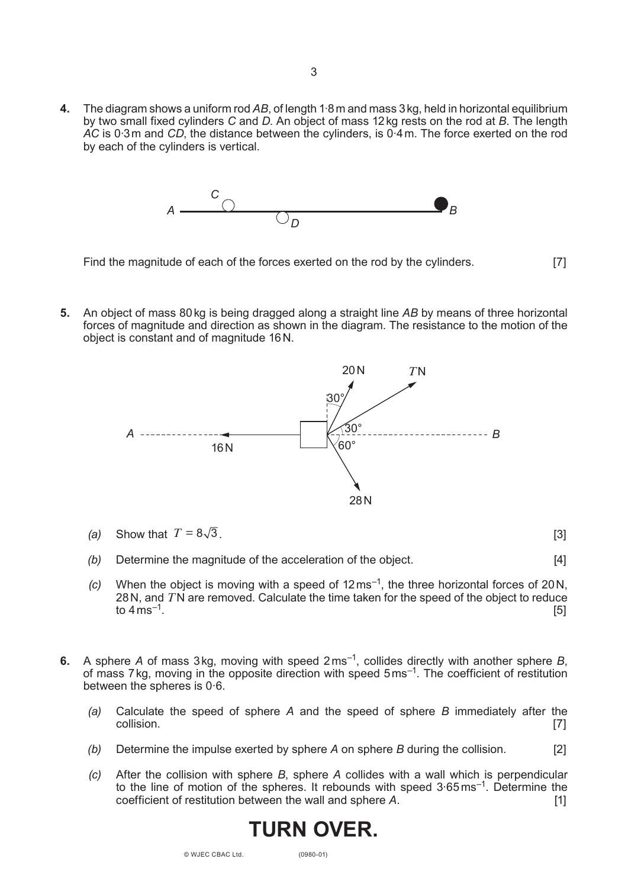**4.** The diagram shows a uniform rod $AB$, of length 1·8 m and mass 3 kg, held in horizontal equilibrium by two small fixed cylinders $C$ and $D$. An object of mass 12 kg rests on the rod at $B$. The length $AC$ is 0·3 m and $CD$, the distance between the cylinders, is 0·4 m. The force exerted on the rod by each of the cylinders is vertical.

Find the magnitude of each of the forces exerted on the rod by the cylinders. [7]

**5.** An object of mass 80 kg is being dragged along a straight line $AB$ by means of three horizontal forces of magnitude and direction as shown in the diagram. The resistance to the motion of the object is constant and of magnitude 16 N.

*(a)* Show that $T = 8\sqrt{3}$. [3]

*(b)* Determine the magnitude of the acceleration of the object. [4]

*(c)* When the object is moving with a speed of 12 ms$^{-1}$, the three horizontal forces of 20 N, 28 N, and $T$ N are removed. Calculate the time taken for the speed of the object to reduce to 4 ms$^{-1}$. [5]

**6.** A sphere $A$ of mass 3 kg, moving with speed 2 ms$^{-1}$, collides directly with another sphere $B$, of mass 7 kg, moving in the opposite direction with speed 5 ms$^{-1}$. The coefficient of restitution between the spheres is 0·6.

*(a)* Calculate the speed of sphere $A$ and the speed of sphere $B$ immediately after the collision. [7]

*(b)* Determine the impulse exerted by sphere $A$ on sphere $B$ during the collision. [2]

*(c)* After the collision with sphere $B$, sphere $A$ collides with a wall which is perpendicular to the line of motion of the spheres. It rebounds with speed 3·65 ms$^{-1}$. Determine the coefficient of restitution between the wall and sphere $A$. [1]

# TURN OVER.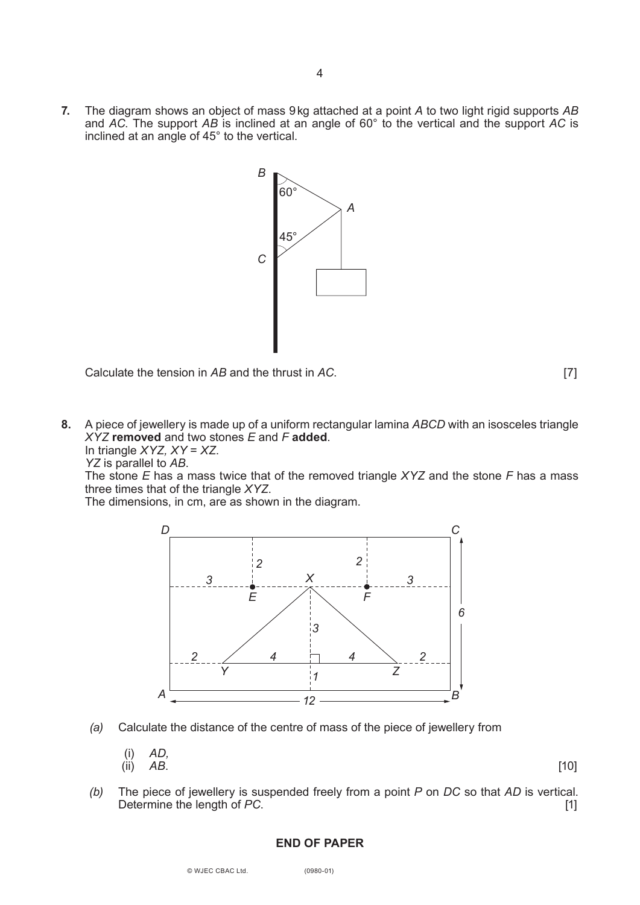**7.** The diagram shows an object of mass 9 kg attached at a point *A* to two light rigid supports *AB* and *AC*. The support *AB* is inclined at an angle of 60° to the vertical and the support *AC* is inclined at an angle of 45° to the vertical.

B
60°
A
45°
C

Calculate the tension in *AB* and the thrust in *AC*. [7]

**8.** A piece of jewellery is made up of a uniform rectangular lamina *ABCD* with an isosceles triangle *XYZ* **removed** and two stones *E* and *F* **added**.
In triangle *XYZ*, *XY* = *XZ*.
*YZ* is parallel to *AB*.
The stone *E* has a mass twice that of the removed triangle *XYZ* and the stone *F* has a mass three times that of the triangle *XYZ*.
The dimensions, in cm, are as shown in the diagram.

D C
2 2
3 X 3
E F
6
3
2 4 4 2
Y Z
1
A 12 B

*(a)* Calculate the distance of the centre of mass of the piece of jewellery from

(i) *AD*,
(ii) *AB*. [10]

*(b)* The piece of jewellery is suspended freely from a point *P* on *DC* so that *AD* is vertical. Determine the length of *PC*. [1]

**END OF PAPER**